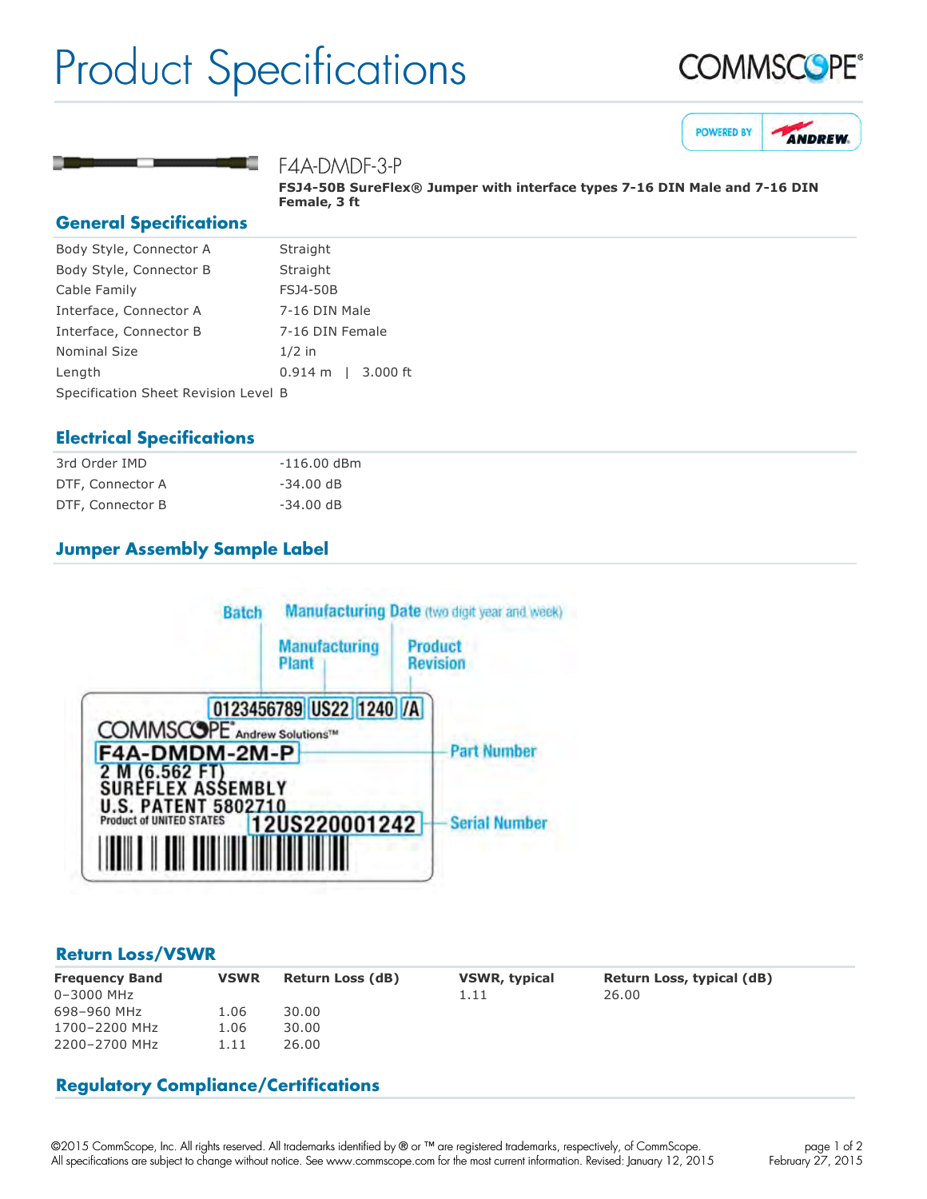# Product Specifications

COMMSCOPE®

POWERED BY ANDREW

F4A-DMDF-3-P

**FSJ4-50B SureFlex® Jumper with interface types 7-16 DIN Male and 7-16 DIN Female, 3 ft**

## General Specifications

| | |
|---|---|
| Body Style, Connector A | Straight |
| Body Style, Connector B | Straight |
| Cable Family | FSJ4-50B |
| Interface, Connector A | 7-16 DIN Male |
| Interface, Connector B | 7-16 DIN Female |
| Nominal Size | 1/2 in |
| Length | 0.914 m \| 3.000 ft |
| Specification Sheet Revision Level | B |

## Electrical Specifications

| | |
|---|---|
| 3rd Order IMD | -116.00 dBm |
| DTF, Connector A | -34.00 dB |
| DTF, Connector B | -34.00 dB |

## Jumper Assembly Sample Label

Batch — Manufacturing Date (two digit year and week) — Manufacturing Plant — Product Revision

0123456789 US22 1240 /A

COMMSCOPE® Andrew Solutions™

F4A-DMDM-2M-P — Part Number

2 M (6.562 FT)
SUREFLEX ASSEMBLY
U.S. PATENT 5802710
Product of UNITED STATES

12US220001242 — Serial Number

## Return Loss/VSWR

| Frequency Band | VSWR | Return Loss (dB) | VSWR, typical | Return Loss, typical (dB) |
|---|---|---|---|---|
| 0–3000 MHz | | | 1.11 | 26.00 |
| 698–960 MHz | 1.06 | 30.00 | | |
| 1700–2200 MHz | 1.06 | 30.00 | | |
| 2200–2700 MHz | 1.11 | 26.00 | | |

## Regulatory Compliance/Certifications

©2015 CommScope, Inc. All rights reserved. All trademarks identified by ® or ™ are registered trademarks, respectively, of CommScope. All specifications are subject to change without notice. See www.commscope.com for the most current information. Revised: January 12, 2015

February 27, 2015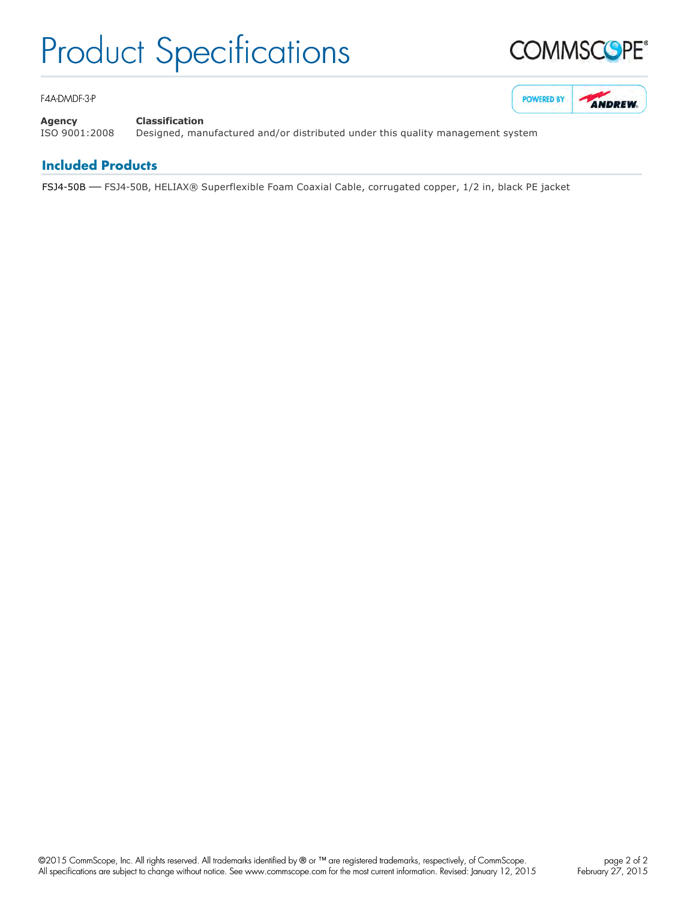F4A-DMDF-3-P

| Agency | Classification |
| --- | --- |
| ISO 9001:2008 | Designed, manufactured and/or distributed under this quality management system |

## Included Products

FSJ4-50B — FSJ4-50B, HELIAX® Superflexible Foam Coaxial Cable, corrugated copper, 1/2 in, black PE jacket

©2015 CommScope, Inc. All rights reserved. All trademarks identified by ® or ™ are registered trademarks, respectively, of CommScope. All specifications are subject to change without notice. See www.commscope.com for the most current information. Revised: January 12, 2015

February 27, 2015